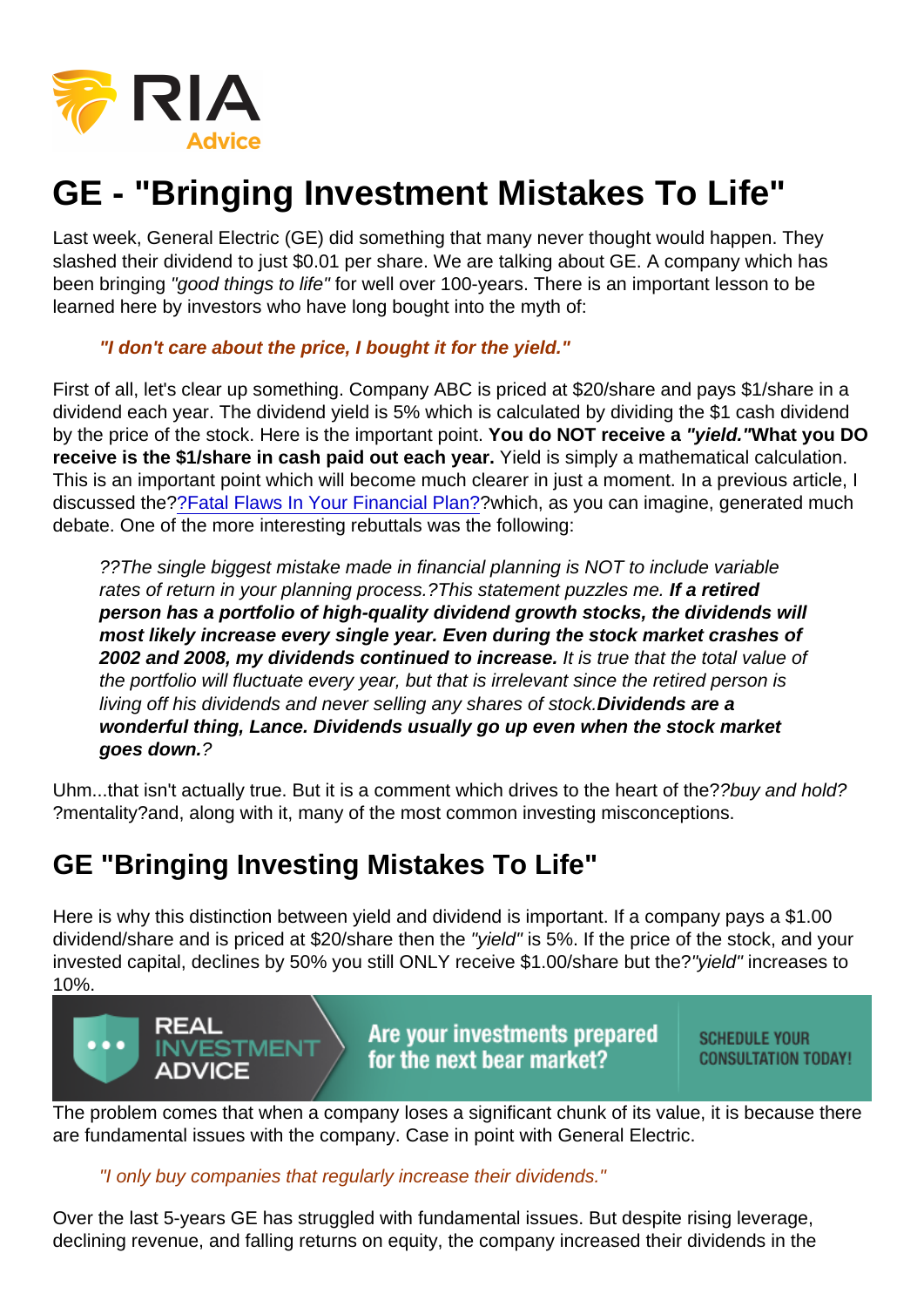# GE - "Bringing Investment Mistakes To Life"

Last week, General Electric (GE) did something that many never thought would happen. They slashed their dividend to just $0.01 per share. We are talking about GE. A company which has been bringing *"good things to life"* for well over 100-years. There is an important lesson to be learned here by investors who have long bought into the myth of:

> ***"I don't care about the price, I bought it for the yield."***

First of all, let's clear up something. Company ABC is priced at $20/share and pays $1/share in a dividend each year. The dividend yield is 5% which is calculated by dividing the $1 cash dividend by the price of the stock. Here is the important point. **You do NOT receive a *"yield."* What you DO receive is the $1/share in cash paid out each year.** Yield is simply a mathematical calculation. This is an important point which will become much clearer in just a moment. In a previous article, I discussed the??Fatal Flaws In Your Financial Plan??which, as you can imagine, generated much debate. One of the more interesting rebuttals was the following:

> *??The single biggest mistake made in financial planning is NOT to include variable rates of return in your planning process.?This statement puzzles me.* ***If a retired person has a portfolio of high-quality dividend growth stocks, the dividends will most likely increase every single year. Even during the stock market crashes of 2002 and 2008, my dividends continued to increase.*** *It is true that the total value of the portfolio will fluctuate every year, but that is irrelevant since the retired person is living off his dividends and never selling any shares of stock.* ***Dividends are a wonderful thing, Lance. Dividends usually go up even when the stock market goes down.****?*

Uhm...that isn't actually true. But it is a comment which drives to the heart of the??*buy and hold?*?mentality?and, along with it, many of the most common investing misconceptions.

## GE "Bringing Investing Mistakes To Life"

Here is why this distinction between yield and dividend is important. If a company pays a $1.00 dividend/share and is priced at $20/share then the *"yield"* is 5%. If the price of the stock, and your invested capital, declines by 50% you still ONLY receive $1.00/share but the?*"yield"* increases to 10%.

REAL INVESTMENT ADVICE — Are your investments prepared for the next bear market? SCHEDULE YOUR CONSULTATION TODAY!

The problem comes that when a company loses a significant chunk of its value, it is because there are fundamental issues with the company. Case in point with General Electric.

> *"I only buy companies that regularly increase their dividends."*

Over the last 5-years GE has struggled with fundamental issues. But despite rising leverage, declining revenue, and falling returns on equity, the company increased their dividends in the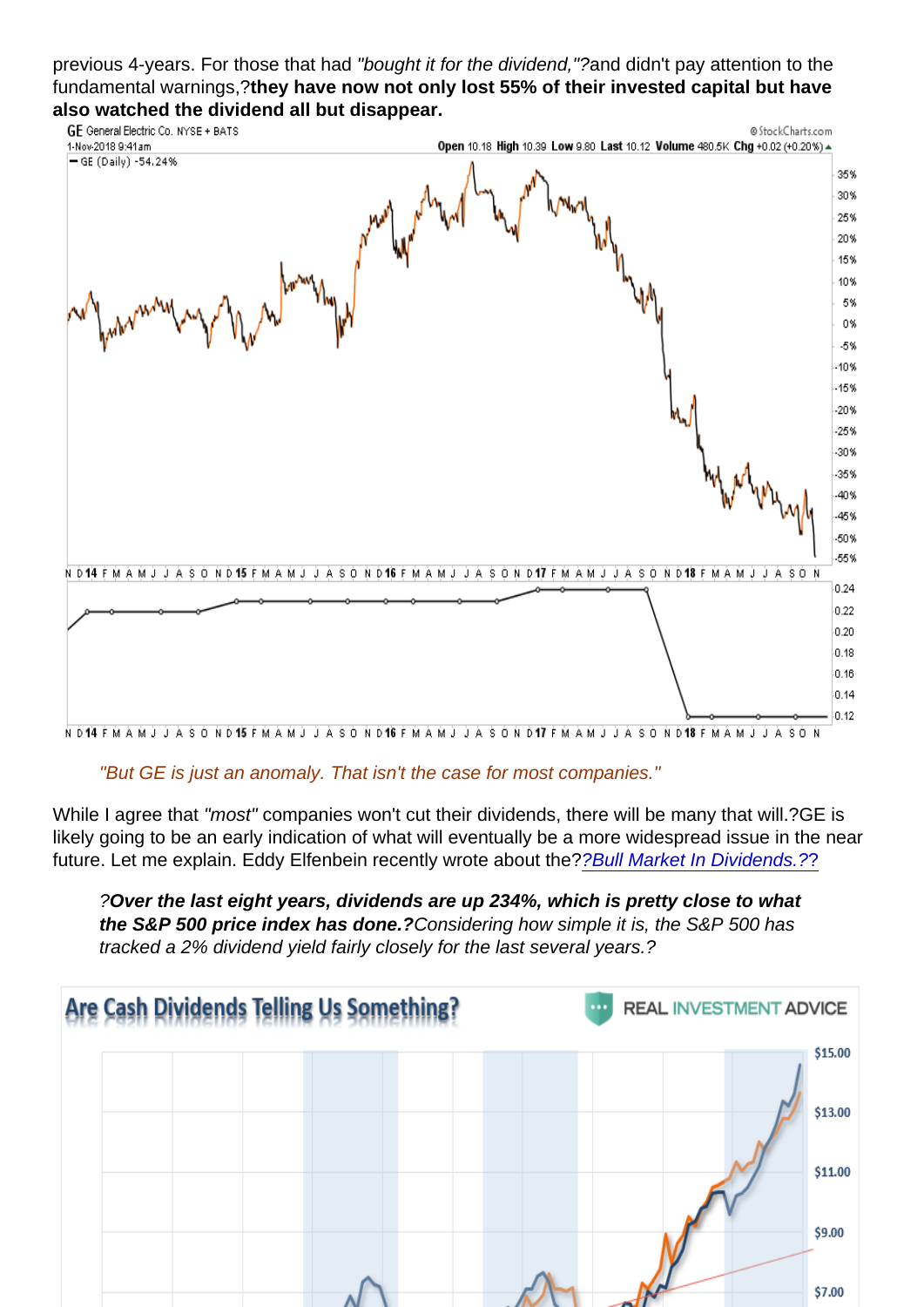previous 4-years. For those that had *"bought it for the dividend,"?*and didn't pay attention to the fundamental warnings,?**they have now not only lost 55% of their invested capital but have also watched the dividend all but disappear.**

> *"But GE is just an anomaly. That isn't the case for most companies."*

While I agree that *"most"* companies won't cut their dividends, there will be many that will.?GE is likely going to be an early indication of what will eventually be a more widespread issue in the near future. Let me explain. Eddy Elfenbein recently wrote about the?*?Bull Market In Dividends.??*

> *?**Over the last eight years, dividends are up 234%, which is pretty close to what the S&P 500 price index has done.**?Considering how simple it is, the S&P 500 has tracked a 2% dividend yield fairly closely for the last several years.?*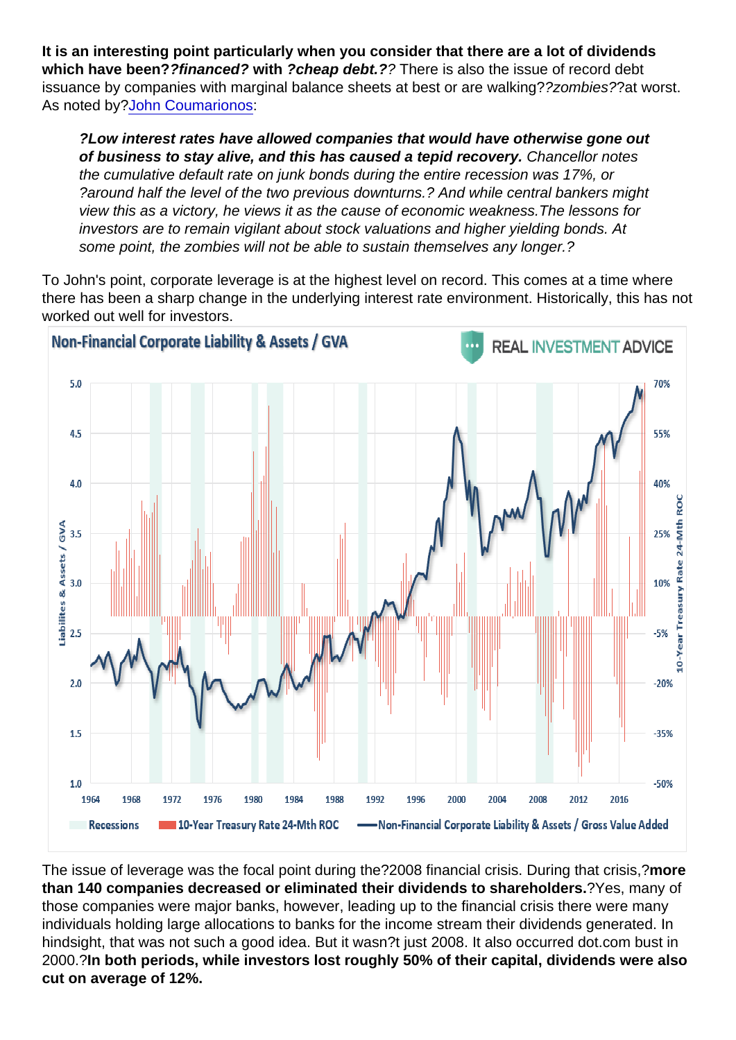**It is an interesting point particularly when you consider that there are a lot of dividends which have been??financed? with ?cheap debt.??** There is also the issue of record debt issuance by companies with marginal balance sheets at best or are walking??zombies??at worst. As noted by?[John Coumarionos](#):

> ***?Low interest rates have allowed companies that would have otherwise gone out of business to stay alive, and this has caused a tepid recovery.*** *Chancellor notes the cumulative default rate on junk bonds during the entire recession was 17%, or ?around half the level of the two previous downturns.? And while central bankers might view this as a victory, he views it as the cause of economic weakness.The lessons for investors are to remain vigilant about stock valuations and higher yielding bonds. At some point, the zombies will not be able to sustain themselves any longer.?*

To John's point, corporate leverage is at the highest level on record. This comes at a time where there has been a sharp change in the underlying interest rate environment. Historically, this has not worked out well for investors.

The issue of leverage was the focal point during the?2008 financial crisis. During that crisis,?**more than 140 companies decreased or eliminated their dividends to shareholders.**?Yes, many of those companies were major banks, however, leading up to the financial crisis there were many individuals holding large allocations to banks for the income stream their dividends generated. In hindsight, that was not such a good idea. But it wasn?t just 2008. It also occurred dot.com bust in 2000.?**In both periods, while investors lost roughly 50% of their capital, dividends were also cut on average of 12%.**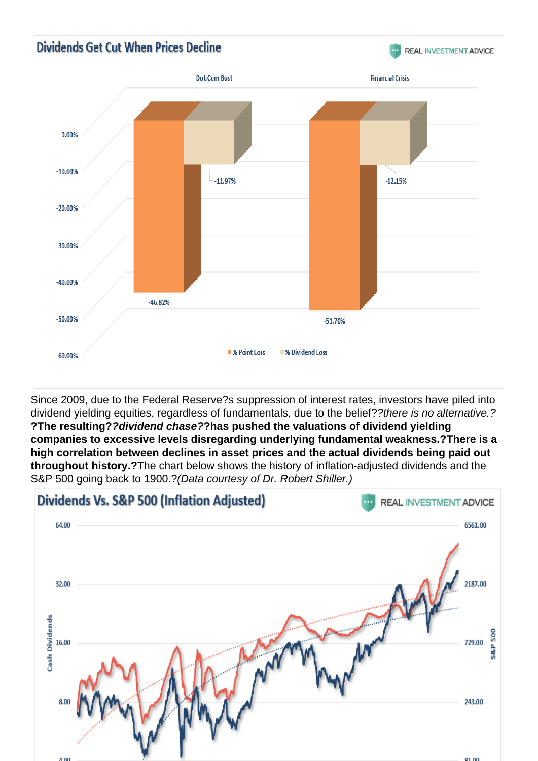**Dividends Get Cut When Prices Decline**

REAL INVESTMENT ADVICE

| | Dot.Com Bust | Financial Crisis |
|---|---|---|
| % Point Loss | -46.82% | -51.70% |
| % Dividend Loss | -11.97% | -12.15% |

Since 2009, due to the Federal Reserve?s suppression of interest rates, investors have piled into dividend yielding equities, regardless of fundamentals, due to the belief??*there is no alternative.?* **?The resulting??*dividend chase??*has pushed the valuations of dividend yielding companies to excessive levels disregarding underlying fundamental weakness.?There is a high correlation between declines in asset prices and the actual dividends being paid out throughout history.?**The chart below shows the history of inflation-adjusted dividends and the S&P 500 going back to 1900.?*(Data courtesy of Dr. Robert Shiller.)*

**Dividends Vs. S&P 500 (Inflation Adjusted)**

REAL INVESTMENT ADVICE

Cash Dividends: 4.00, 8.00, 16.00, 32.00, 64.00

S&P 500: 81.00, 243.00, 729.00, 2187.00, 6561.00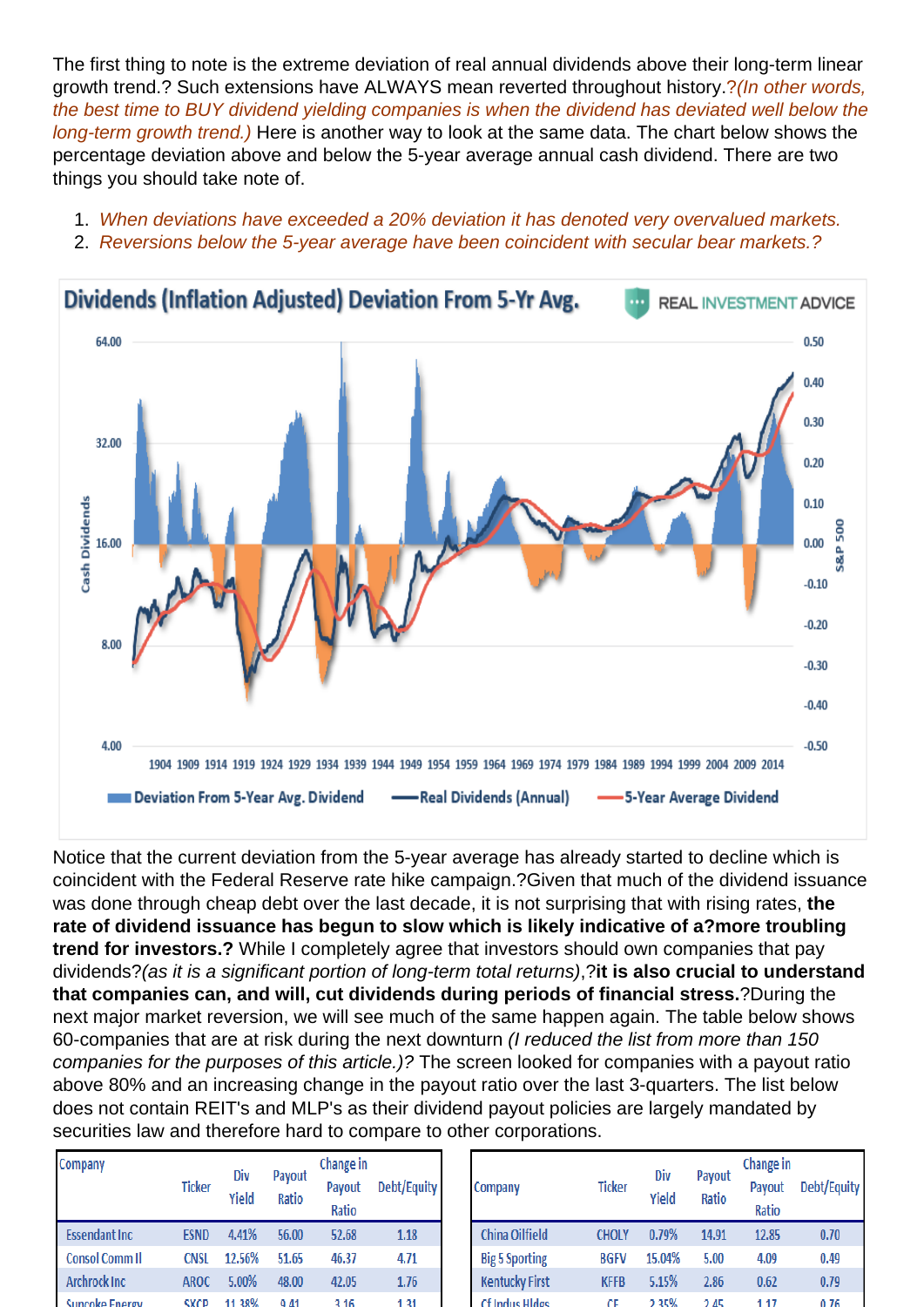The first thing to note is the extreme deviation of real annual dividends above their long-term linear growth trend.? Such extensions have ALWAYS mean reverted throughout history.?*(In other words, the best time to BUY dividend yielding companies is when the dividend has deviated well below the long-term growth trend.)* Here is another way to look at the same data. The chart below shows the percentage deviation above and below the 5-year average annual cash dividend. There are two things you should take note of.

1. *When deviations have exceeded a 20% deviation it has denoted very overvalued markets.*
2. *Reversions below the 5-year average have been coincident with secular bear markets.?*

Notice that the current deviation from the 5-year average has already started to decline which is coincident with the Federal Reserve rate hike campaign.?Given that much of the dividend issuance was done through cheap debt over the last decade, it is not surprising that with rising rates, **the rate of dividend issuance has begun to slow which is likely indicative of a?more troubling trend for investors.?** While I completely agree that investors should own companies that pay dividends?*(as it is a significant portion of long-term total returns)*,?**it is also crucial to understand that companies can, and will, cut dividends during periods of financial stress.**?During the next major market reversion, we will see much of the same happen again. The table below shows 60-companies that are at risk during the next downturn *(I reduced the list from more than 150 companies for the purposes of this article.)?* The screen looked for companies with a payout ratio above 80% and an increasing change in the payout ratio over the last 3-quarters. The list below does not contain REIT's and MLP's as their dividend payout policies are largely mandated by securities law and therefore hard to compare to other corporations.

| Company | Ticker | Div Yield | Payout Ratio | Change in Payout Ratio | Debt/Equity |
|---|---|---|---|---|---|
| Essendant Inc | ESND | 4.41% | 56.00 | 52.68 | 1.18 |
| Consol Comm II | CNSL | 12.56% | 51.65 | 46.37 | 4.71 |
| Archrock Inc | AROC | 5.00% | 48.00 | 42.05 | 1.76 |
| Suncoke Energy | SXCP | 11.38% | 9.41 | 3.16 | 1.31 |

| Company | Ticker | Div Yield | Payout Ratio | Change in Payout Ratio | Debt/Equity |
|---|---|---|---|---|---|
| China Oilfield | CHOLY | 0.79% | 14.91 | 12.85 | 0.70 |
| Big 5 Sporting | BGFV | 15.04% | 5.00 | 4.09 | 0.49 |
| Kentucky First | KFFB | 5.15% | 2.86 | 0.62 | 0.79 |
| CF Indus Hldgs | CF | 2.35% | 2.45 | 1.17 | 0.76 |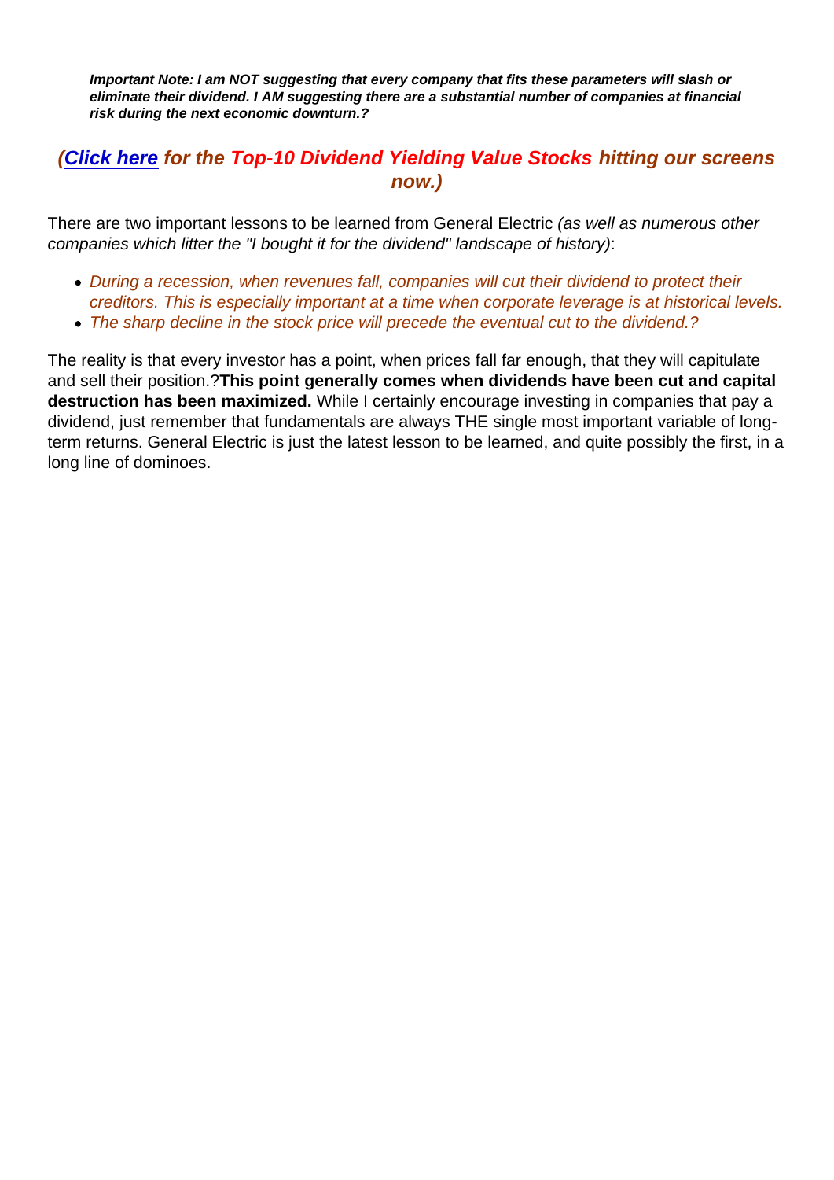***Important Note: I am NOT suggesting that every company that fits these parameters will slash or eliminate their dividend. I AM suggesting there are a substantial number of companies at financial risk during the next economic downturn.?***

***(Click here for the Top-10 Dividend Yielding Value Stocks hitting our screens now.)***

There are two important lessons to be learned from General Electric *(as well as numerous other companies which litter the "I bought it for the dividend" landscape of history)*:

- *During a recession, when revenues fall, companies will cut their dividend to protect their creditors. This is especially important at a time when corporate leverage is at historical levels.*
- *The sharp decline in the stock price will precede the eventual cut to the dividend.?*

The reality is that every investor has a point, when prices fall far enough, that they will capitulate and sell their position.?**This point generally comes when dividends have been cut and capital destruction has been maximized.** While I certainly encourage investing in companies that pay a dividend, just remember that fundamentals are always THE single most important variable of long-term returns. General Electric is just the latest lesson to be learned, and quite possibly the first, in a long line of dominoes.